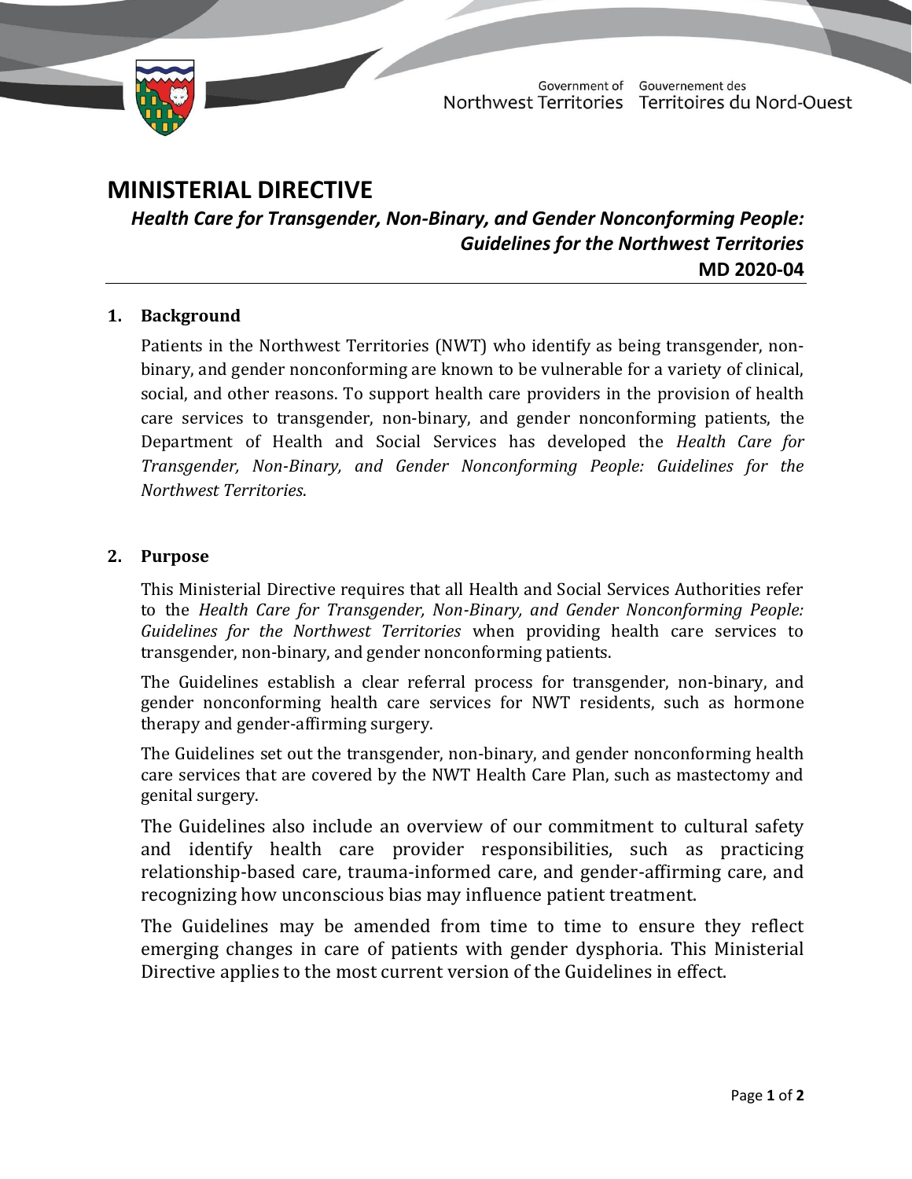Government of Northwest Territories Gouvernement des Territoires du Nord-Ouest

# MINISTERIAL DIRECTIVE

***Health Care for Transgender, Non-Binary, and Gender Nonconforming People: Guidelines for the Northwest Territories***

**MD 2020-04**

## 1. Background

Patients in the Northwest Territories (NWT) who identify as being transgender, non-binary, and gender nonconforming are known to be vulnerable for a variety of clinical, social, and other reasons. To support health care providers in the provision of health care services to transgender, non-binary, and gender nonconforming patients, the Department of Health and Social Services has developed the *Health Care for Transgender, Non-Binary, and Gender Nonconforming People: Guidelines for the Northwest Territories*.

## 2. Purpose

This Ministerial Directive requires that all Health and Social Services Authorities refer to the *Health Care for Transgender, Non-Binary, and Gender Nonconforming People: Guidelines for the Northwest Territories* when providing health care services to transgender, non-binary, and gender nonconforming patients.

The Guidelines establish a clear referral process for transgender, non-binary, and gender nonconforming health care services for NWT residents, such as hormone therapy and gender-affirming surgery.

The Guidelines set out the transgender, non-binary, and gender nonconforming health care services that are covered by the NWT Health Care Plan, such as mastectomy and genital surgery.

The Guidelines also include an overview of our commitment to cultural safety and identify health care provider responsibilities, such as practicing relationship-based care, trauma-informed care, and gender-affirming care, and recognizing how unconscious bias may influence patient treatment.

The Guidelines may be amended from time to time to ensure they reflect emerging changes in care of patients with gender dysphoria. This Ministerial Directive applies to the most current version of the Guidelines in effect.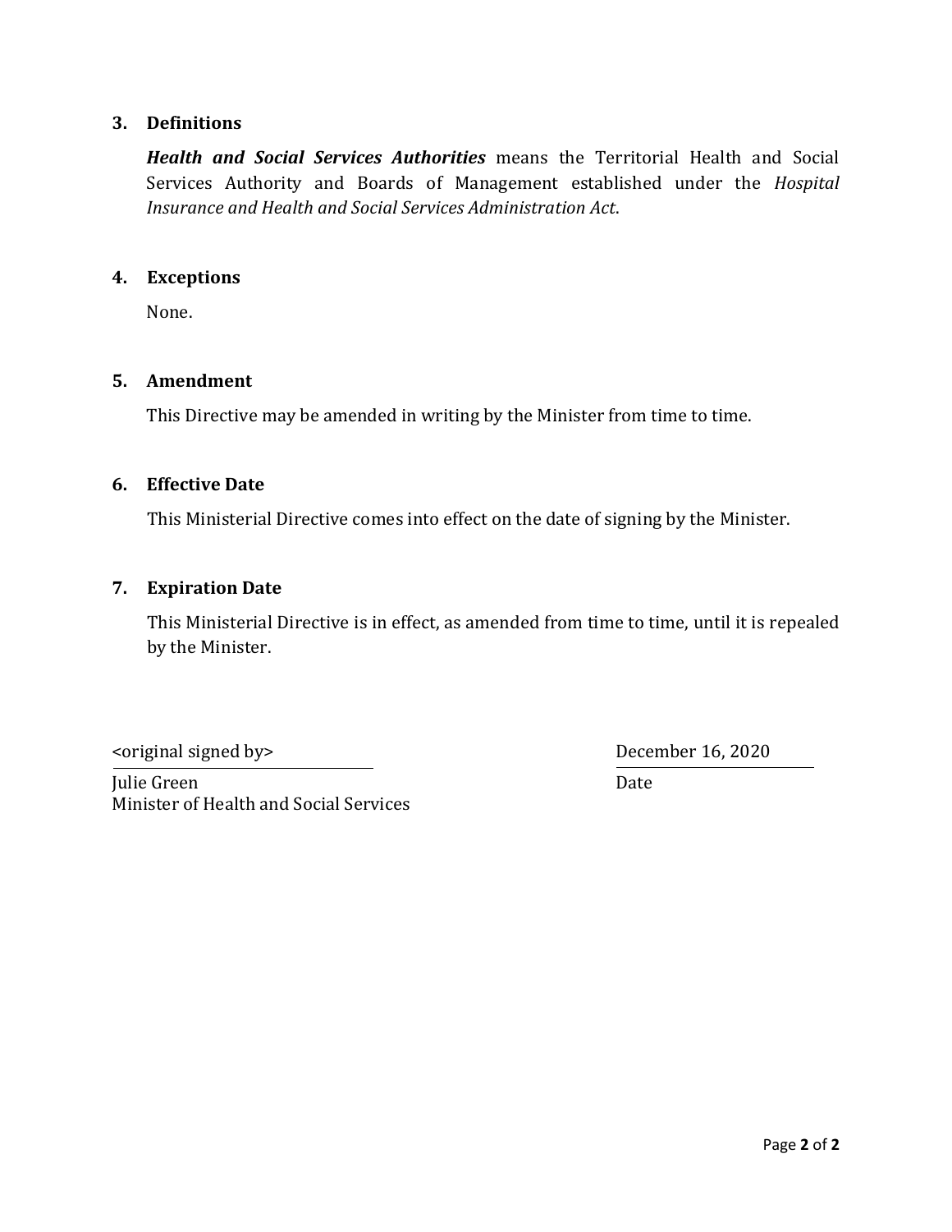## 3. Definitions

***Health and Social Services Authorities*** means the Territorial Health and Social Services Authority and Boards of Management established under the *Hospital Insurance and Health and Social Services Administration Act*.

## 4. Exceptions

None.

## 5. Amendment

This Directive may be amended in writing by the Minister from time to time.

## 6. Effective Date

This Ministerial Directive comes into effect on the date of signing by the Minister.

## 7. Expiration Date

This Ministerial Directive is in effect, as amended from time to time, until it is repealed by the Minister.

<original signed by>

Julie Green
Minister of Health and Social Services

December 16, 2020

Date